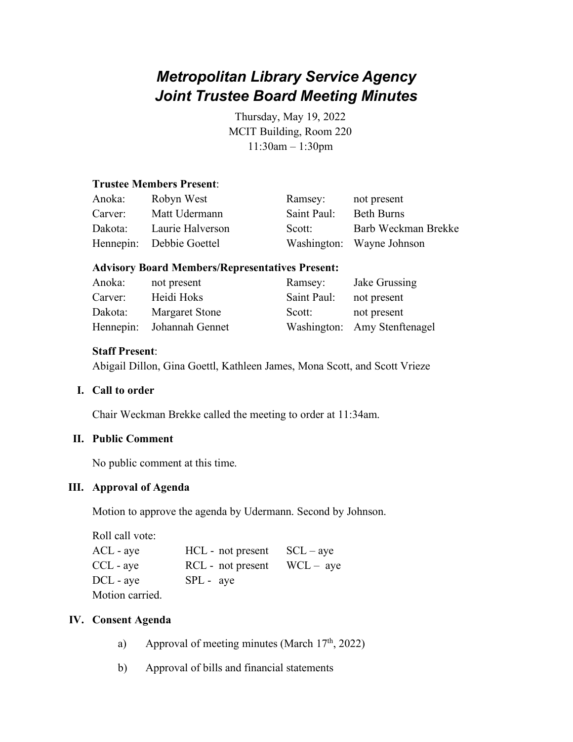# *Metropolitan Library Service Agency*
# *Joint Trustee Board Meeting Minutes*

Thursday, May 19, 2022
MCIT Building, Room 220
11:30am – 1:30pm

**Trustee Members Present**:

| | | | |
|---|---|---|---|
| Anoka: | Robyn West | Ramsey: | not present |
| Carver: | Matt Udermann | Saint Paul: | Beth Burns |
| Dakota: | Laurie Halverson | Scott: | Barb Weckman Brekke |
| Hennepin: | Debbie Goettel | Washington: | Wayne Johnson |

**Advisory Board Members/Representatives Present:**

| | | | |
|---|---|---|---|
| Anoka: | not present | Ramsey: | Jake Grussing |
| Carver: | Heidi Hoks | Saint Paul: | not present |
| Dakota: | Margaret Stone | Scott: | not present |
| Hennepin: | Johannah Gennet | Washington: | Amy Stenftenagel |

**Staff Present**:
Abigail Dillon, Gina Goettl, Kathleen James, Mona Scott, and Scott Vrieze

## I. Call to order

Chair Weckman Brekke called the meeting to order at 11:34am.

## II. Public Comment

No public comment at this time.

## III. Approval of Agenda

Motion to approve the agenda by Udermann. Second by Johnson.

Roll call vote:

| | | |
|---|---|---|
| ACL - aye | HCL - not present | SCL – aye |
| CCL - aye | RCL - not present | WCL – aye |
| DCL - aye | SPL - aye | |

Motion carried.

## IV. Consent Agenda

a) Approval of meeting minutes (March 17th, 2022)

b) Approval of bills and financial statements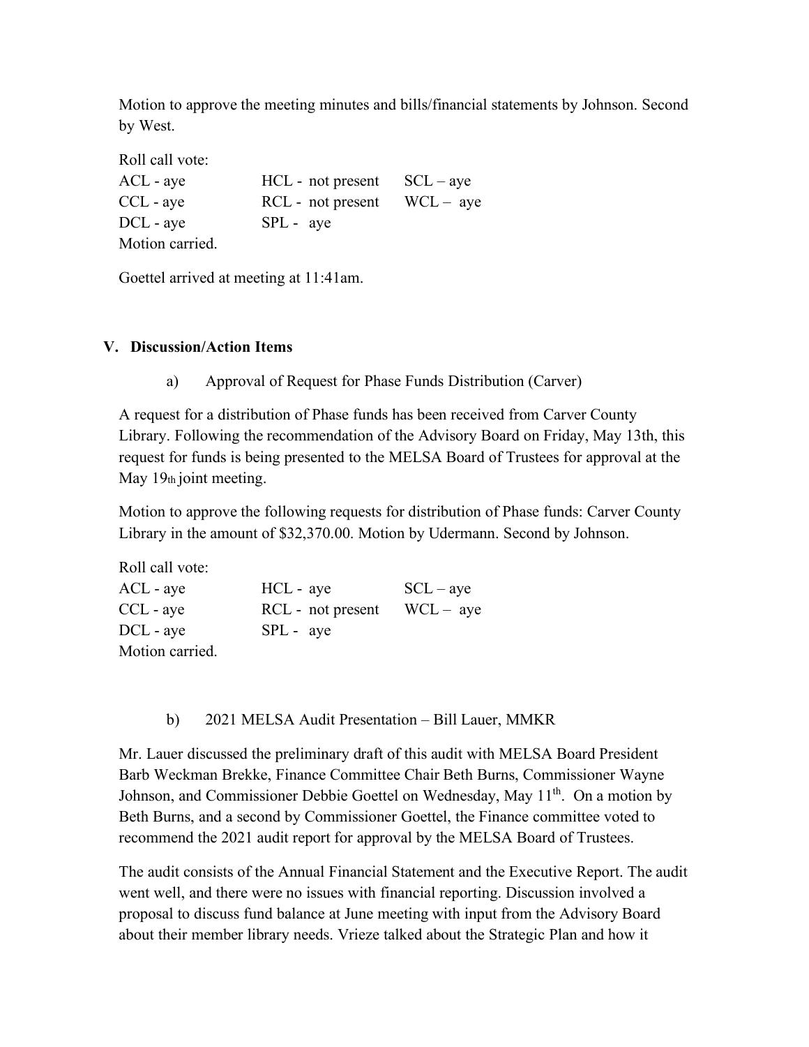Motion to approve the meeting minutes and bills/financial statements by Johnson. Second by West.

Roll call vote:

| | | |
|---|---|---|
| ACL - aye | HCL - not present | SCL – aye |
| CCL - aye | RCL - not present | WCL – aye |
| DCL - aye | SPL - aye | |

Motion carried.

Goettel arrived at meeting at 11:41am.

## V. Discussion/Action Items

a) Approval of Request for Phase Funds Distribution (Carver)

A request for a distribution of Phase funds has been received from Carver County Library. Following the recommendation of the Advisory Board on Friday, May 13th, this request for funds is being presented to the MELSA Board of Trustees for approval at the May 19th joint meeting.

Motion to approve the following requests for distribution of Phase funds: Carver County Library in the amount of $32,370.00. Motion by Udermann. Second by Johnson.

Roll call vote:

| | | |
|---|---|---|
| ACL - aye | HCL - aye | SCL – aye |
| CCL - aye | RCL - not present | WCL – aye |
| DCL - aye | SPL - aye | |

Motion carried.

b) 2021 MELSA Audit Presentation – Bill Lauer, MMKR

Mr. Lauer discussed the preliminary draft of this audit with MELSA Board President Barb Weckman Brekke, Finance Committee Chair Beth Burns, Commissioner Wayne Johnson, and Commissioner Debbie Goettel on Wednesday, May 11th. On a motion by Beth Burns, and a second by Commissioner Goettel, the Finance committee voted to recommend the 2021 audit report for approval by the MELSA Board of Trustees.

The audit consists of the Annual Financial Statement and the Executive Report. The audit went well, and there were no issues with financial reporting. Discussion involved a proposal to discuss fund balance at June meeting with input from the Advisory Board about their member library needs. Vrieze talked about the Strategic Plan and how it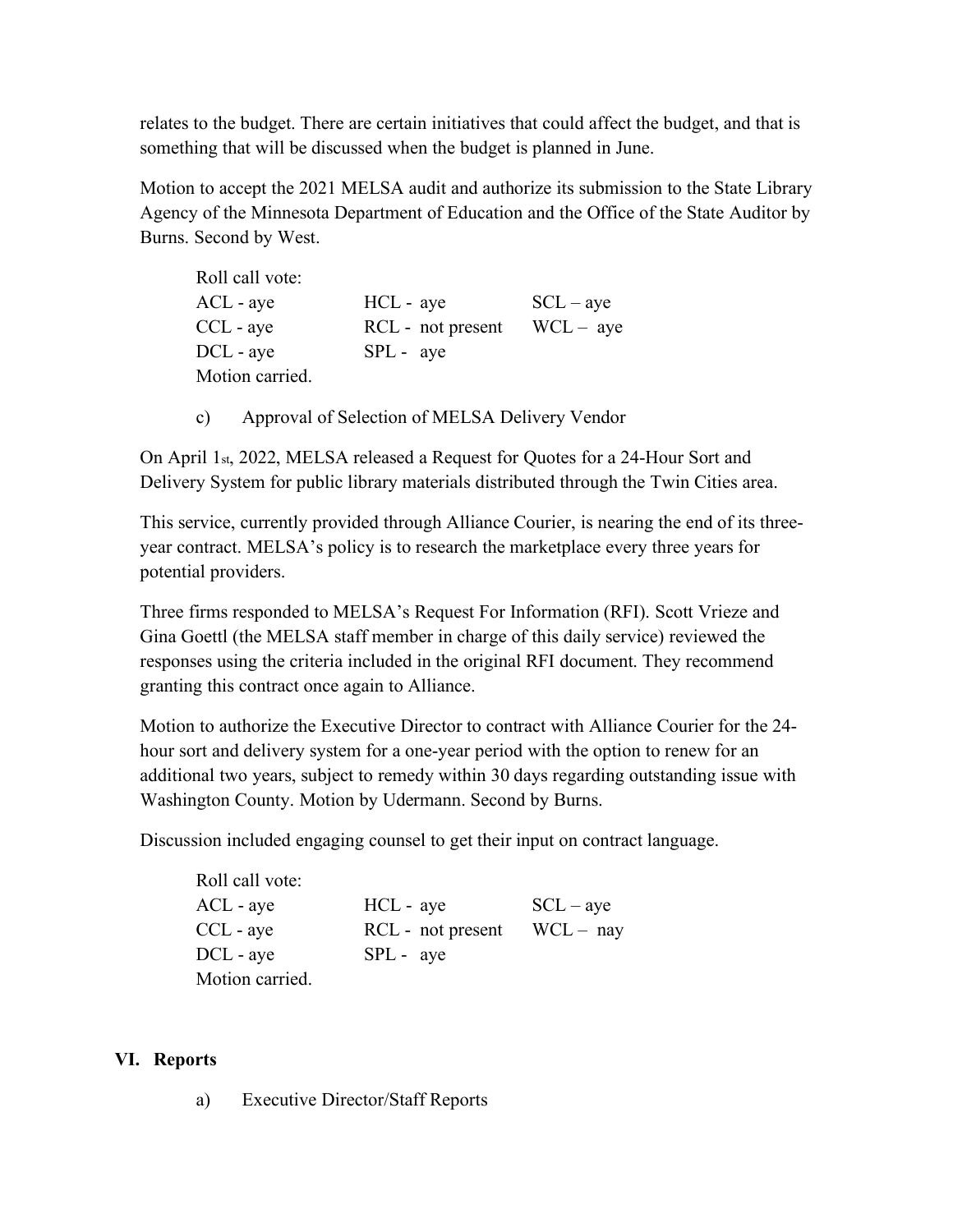relates to the budget. There are certain initiatives that could affect the budget, and that is something that will be discussed when the budget is planned in June.

Motion to accept the 2021 MELSA audit and authorize its submission to the State Library Agency of the Minnesota Department of Education and the Office of the State Auditor by Burns. Second by West.

Roll call vote:

| | | |
|---|---|---|
| ACL - aye | HCL - aye | SCL – aye |
| CCL - aye | RCL - not present | WCL – aye |
| DCL - aye | SPL - aye | |

Motion carried.

c) Approval of Selection of MELSA Delivery Vendor

On April 1st, 2022, MELSA released a Request for Quotes for a 24-Hour Sort and Delivery System for public library materials distributed through the Twin Cities area.

This service, currently provided through Alliance Courier, is nearing the end of its three-year contract. MELSA's policy is to research the marketplace every three years for potential providers.

Three firms responded to MELSA's Request For Information (RFI). Scott Vrieze and Gina Goettl (the MELSA staff member in charge of this daily service) reviewed the responses using the criteria included in the original RFI document. They recommend granting this contract once again to Alliance.

Motion to authorize the Executive Director to contract with Alliance Courier for the 24-hour sort and delivery system for a one-year period with the option to renew for an additional two years, subject to remedy within 30 days regarding outstanding issue with Washington County. Motion by Udermann. Second by Burns.

Discussion included engaging counsel to get their input on contract language.

Roll call vote:

| | | |
|---|---|---|
| ACL - aye | HCL - aye | SCL – aye |
| CCL - aye | RCL - not present | WCL – nay |
| DCL - aye | SPL - aye | |

Motion carried.

## VI. Reports

a) Executive Director/Staff Reports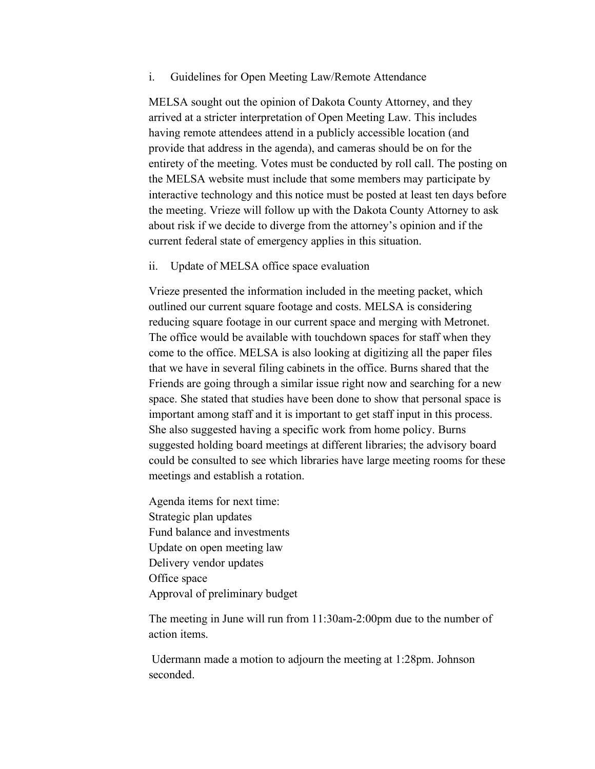i. Guidelines for Open Meeting Law/Remote Attendance

MELSA sought out the opinion of Dakota County Attorney, and they arrived at a stricter interpretation of Open Meeting Law. This includes having remote attendees attend in a publicly accessible location (and provide that address in the agenda), and cameras should be on for the entirety of the meeting. Votes must be conducted by roll call. The posting on the MELSA website must include that some members may participate by interactive technology and this notice must be posted at least ten days before the meeting. Vrieze will follow up with the Dakota County Attorney to ask about risk if we decide to diverge from the attorney's opinion and if the current federal state of emergency applies in this situation.

ii. Update of MELSA office space evaluation

Vrieze presented the information included in the meeting packet, which outlined our current square footage and costs. MELSA is considering reducing square footage in our current space and merging with Metronet. The office would be available with touchdown spaces for staff when they come to the office. MELSA is also looking at digitizing all the paper files that we have in several filing cabinets in the office. Burns shared that the Friends are going through a similar issue right now and searching for a new space. She stated that studies have been done to show that personal space is important among staff and it is important to get staff input in this process. She also suggested having a specific work from home policy. Burns suggested holding board meetings at different libraries; the advisory board could be consulted to see which libraries have large meeting rooms for these meetings and establish a rotation.

Agenda items for next time:
Strategic plan updates
Fund balance and investments
Update on open meeting law
Delivery vendor updates
Office space
Approval of preliminary budget

The meeting in June will run from 11:30am-2:00pm due to the number of action items.

Udermann made a motion to adjourn the meeting at 1:28pm. Johnson seconded.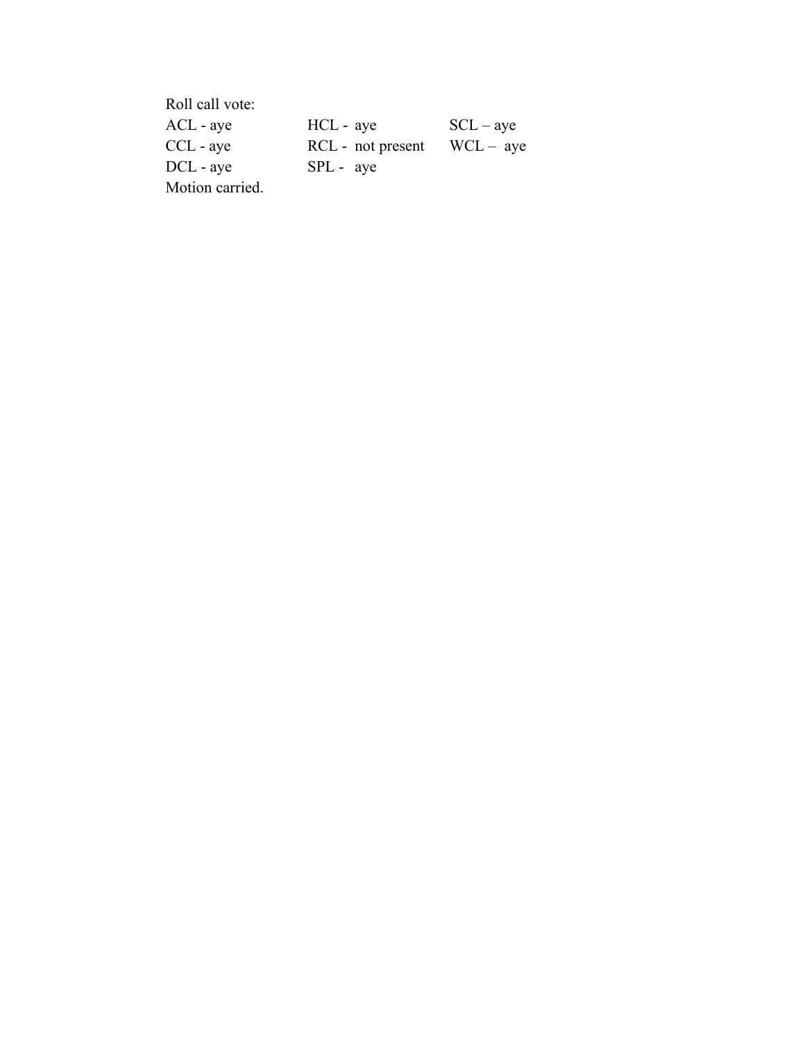Roll call vote:

| | | |
|---|---|---|
| ACL - aye | HCL - aye | SCL – aye |
| CCL - aye | RCL - not present | WCL – aye |
| DCL - aye | SPL - aye | |

Motion carried.